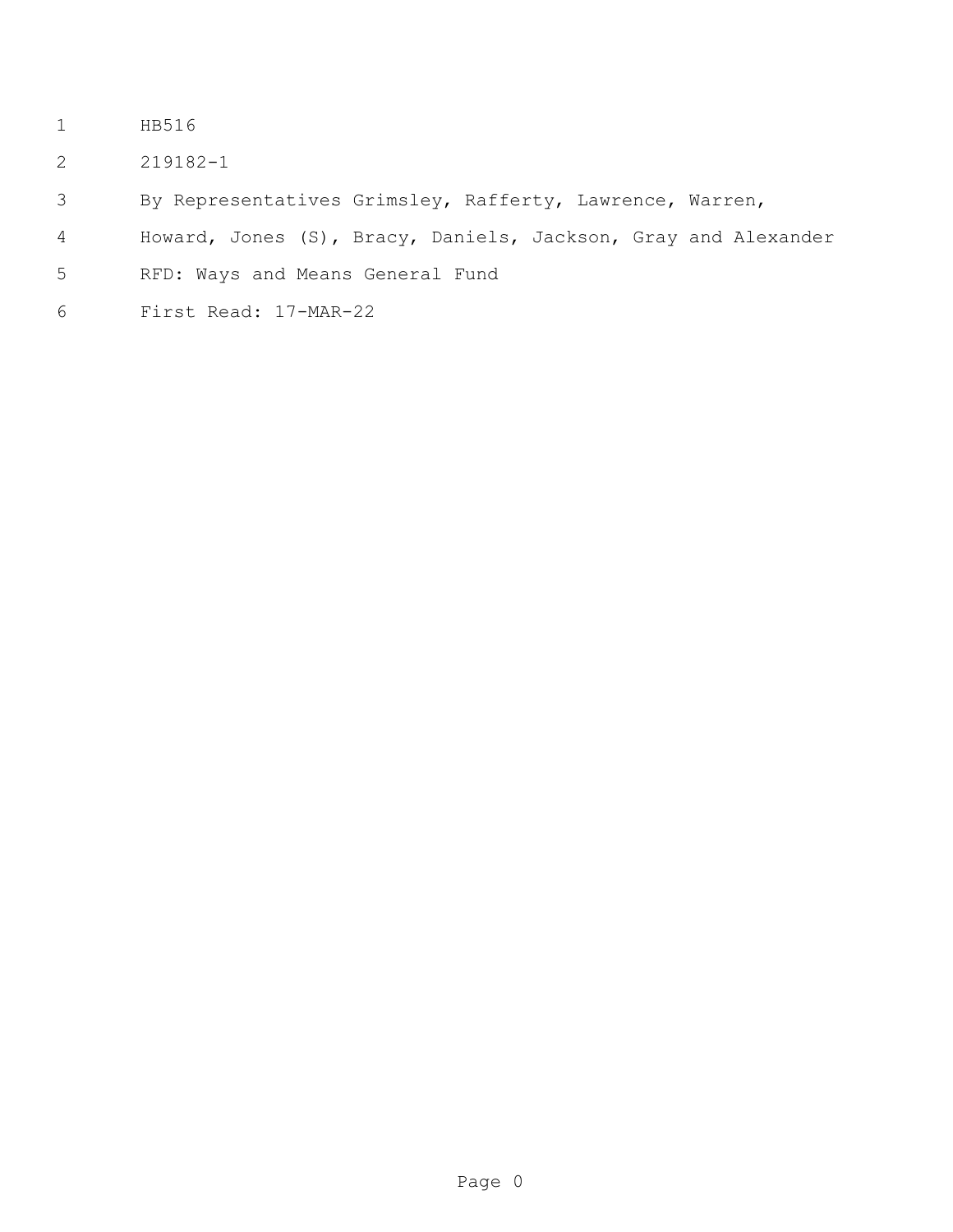HB516

219182-1

By Representatives Grimsley, Rafferty, Lawrence, Warren, Howard, Jones (S), Bracy, Daniels, Jackson, Gray and Alexander

RFD: Ways and Means General Fund

First Read: 17-MAR-22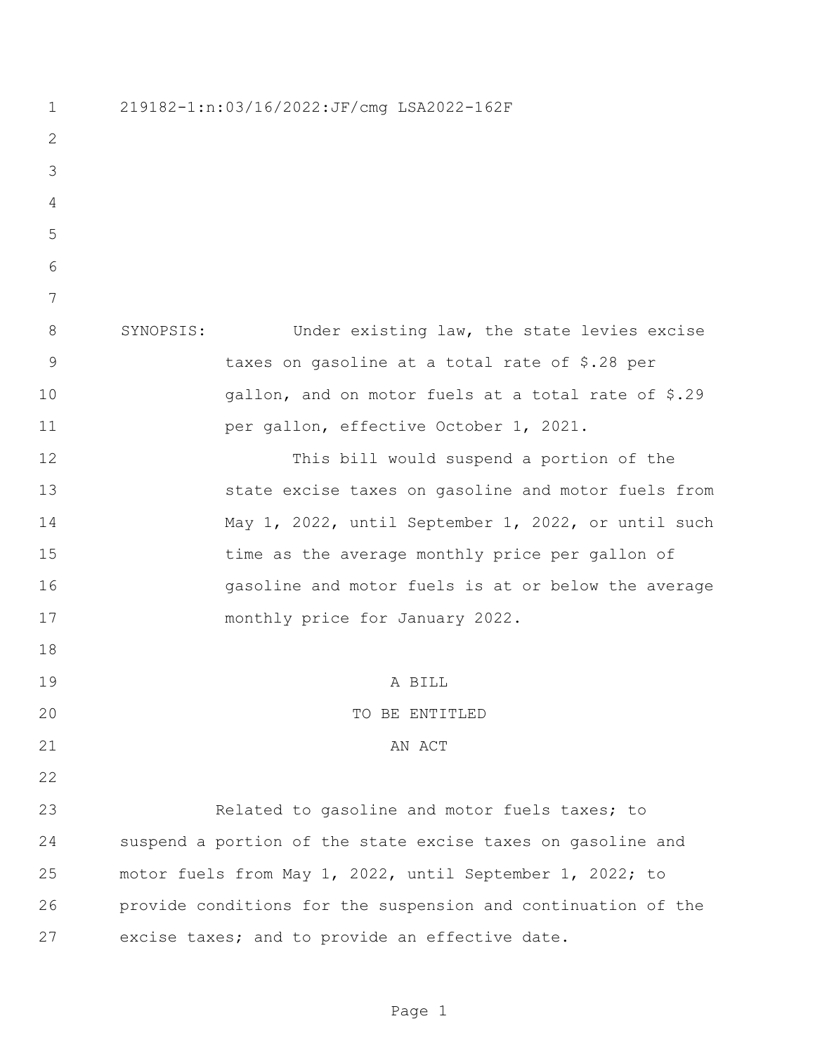219182-1:n:03/16/2022:JF/cmg LSA2022-162F

SYNOPSIS: Under existing law, the state levies excise taxes on gasoline at a total rate of $.28 per gallon, and on motor fuels at a total rate of $.29 per gallon, effective October 1, 2021.

This bill would suspend a portion of the state excise taxes on gasoline and motor fuels from May 1, 2022, until September 1, 2022, or until such time as the average monthly price per gallon of gasoline and motor fuels is at or below the average monthly price for January 2022.

A BILL

TO BE ENTITLED

AN ACT

Related to gasoline and motor fuels taxes; to suspend a portion of the state excise taxes on gasoline and motor fuels from May 1, 2022, until September 1, 2022; to provide conditions for the suspension and continuation of the excise taxes; and to provide an effective date.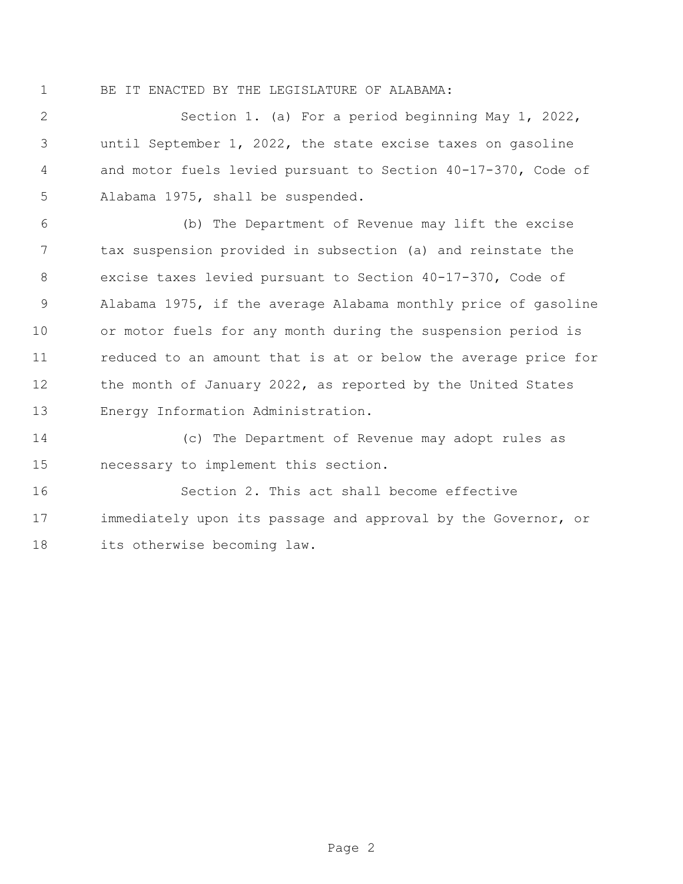BE IT ENACTED BY THE LEGISLATURE OF ALABAMA:

Section 1. (a) For a period beginning May 1, 2022, until September 1, 2022, the state excise taxes on gasoline and motor fuels levied pursuant to Section 40-17-370, Code of Alabama 1975, shall be suspended.

(b) The Department of Revenue may lift the excise tax suspension provided in subsection (a) and reinstate the excise taxes levied pursuant to Section 40-17-370, Code of Alabama 1975, if the average Alabama monthly price of gasoline or motor fuels for any month during the suspension period is reduced to an amount that is at or below the average price for the month of January 2022, as reported by the United States Energy Information Administration.

(c) The Department of Revenue may adopt rules as necessary to implement this section.

Section 2. This act shall become effective immediately upon its passage and approval by the Governor, or its otherwise becoming law.